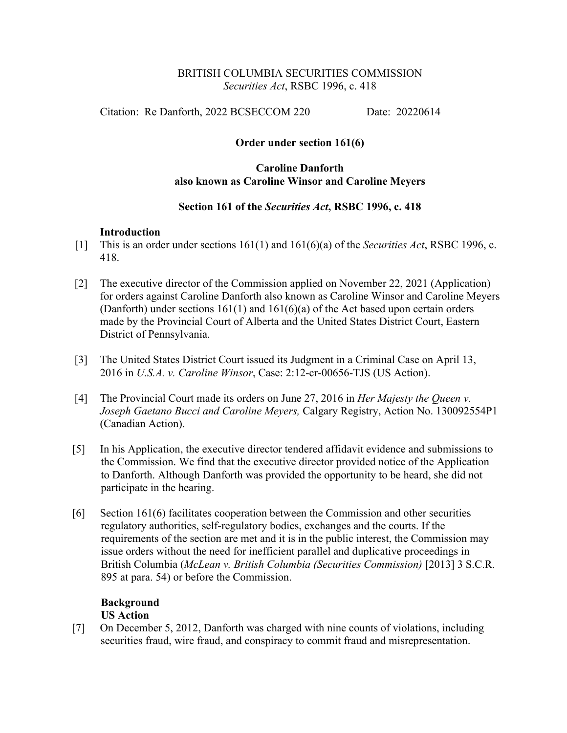BRITISH COLUMBIA SECURITIES COMMISSION
*Securities Act*, RSBC 1996, c. 418

Citation: Re Danforth, 2022 BCSECCOM 220 Date: 20220614

**Order under section 161(6)**

**Caroline Danforth**
**also known as Caroline Winsor and Caroline Meyers**

**Section 161 of the *Securities Act*, RSBC 1996, c. 418**

## Introduction

[1] This is an order under sections 161(1) and 161(6)(a) of the *Securities Act*, RSBC 1996, c. 418.

[2] The executive director of the Commission applied on November 22, 2021 (Application) for orders against Caroline Danforth also known as Caroline Winsor and Caroline Meyers (Danforth) under sections 161(1) and 161(6)(a) of the Act based upon certain orders made by the Provincial Court of Alberta and the United States District Court, Eastern District of Pennsylvania.

[3] The United States District Court issued its Judgment in a Criminal Case on April 13, 2016 in *U.S.A. v. Caroline Winsor*, Case: 2:12-cr-00656-TJS (US Action).

[4] The Provincial Court made its orders on June 27, 2016 in *Her Majesty the Queen v. Joseph Gaetano Bucci and Caroline Meyers,* Calgary Registry, Action No. 130092554P1 (Canadian Action).

[5] In his Application, the executive director tendered affidavit evidence and submissions to the Commission. We find that the executive director provided notice of the Application to Danforth. Although Danforth was provided the opportunity to be heard, she did not participate in the hearing.

[6] Section 161(6) facilitates cooperation between the Commission and other securities regulatory authorities, self-regulatory bodies, exchanges and the courts. If the requirements of the section are met and it is in the public interest, the Commission may issue orders without the need for inefficient parallel and duplicative proceedings in British Columbia (*McLean v. British Columbia (Securities Commission)* [2013] 3 S.C.R. 895 at para. 54) or before the Commission.

## Background

### US Action

[7] On December 5, 2012, Danforth was charged with nine counts of violations, including securities fraud, wire fraud, and conspiracy to commit fraud and misrepresentation.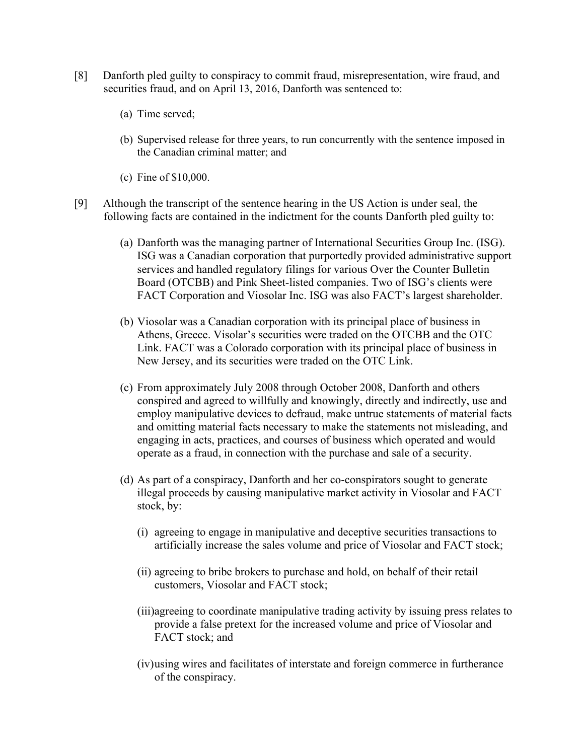[8] Danforth pled guilty to conspiracy to commit fraud, misrepresentation, wire fraud, and securities fraud, and on April 13, 2016, Danforth was sentenced to:

(a) Time served;

(b) Supervised release for three years, to run concurrently with the sentence imposed in the Canadian criminal matter; and

(c) Fine of $10,000.

[9] Although the transcript of the sentence hearing in the US Action is under seal, the following facts are contained in the indictment for the counts Danforth pled guilty to:

(a) Danforth was the managing partner of International Securities Group Inc. (ISG). ISG was a Canadian corporation that purportedly provided administrative support services and handled regulatory filings for various Over the Counter Bulletin Board (OTCBB) and Pink Sheet-listed companies. Two of ISG's clients were FACT Corporation and Viosolar Inc. ISG was also FACT's largest shareholder.

(b) Viosolar was a Canadian corporation with its principal place of business in Athens, Greece. Visolar's securities were traded on the OTCBB and the OTC Link. FACT was a Colorado corporation with its principal place of business in New Jersey, and its securities were traded on the OTC Link.

(c) From approximately July 2008 through October 2008, Danforth and others conspired and agreed to willfully and knowingly, directly and indirectly, use and employ manipulative devices to defraud, make untrue statements of material facts and omitting material facts necessary to make the statements not misleading, and engaging in acts, practices, and courses of business which operated and would operate as a fraud, in connection with the purchase and sale of a security.

(d) As part of a conspiracy, Danforth and her co-conspirators sought to generate illegal proceeds by causing manipulative market activity in Viosolar and FACT stock, by:

(i) agreeing to engage in manipulative and deceptive securities transactions to artificially increase the sales volume and price of Viosolar and FACT stock;

(ii) agreeing to bribe brokers to purchase and hold, on behalf of their retail customers, Viosolar and FACT stock;

(iii) agreeing to coordinate manipulative trading activity by issuing press relates to provide a false pretext for the increased volume and price of Viosolar and FACT stock; and

(iv) using wires and facilitates of interstate and foreign commerce in furtherance of the conspiracy.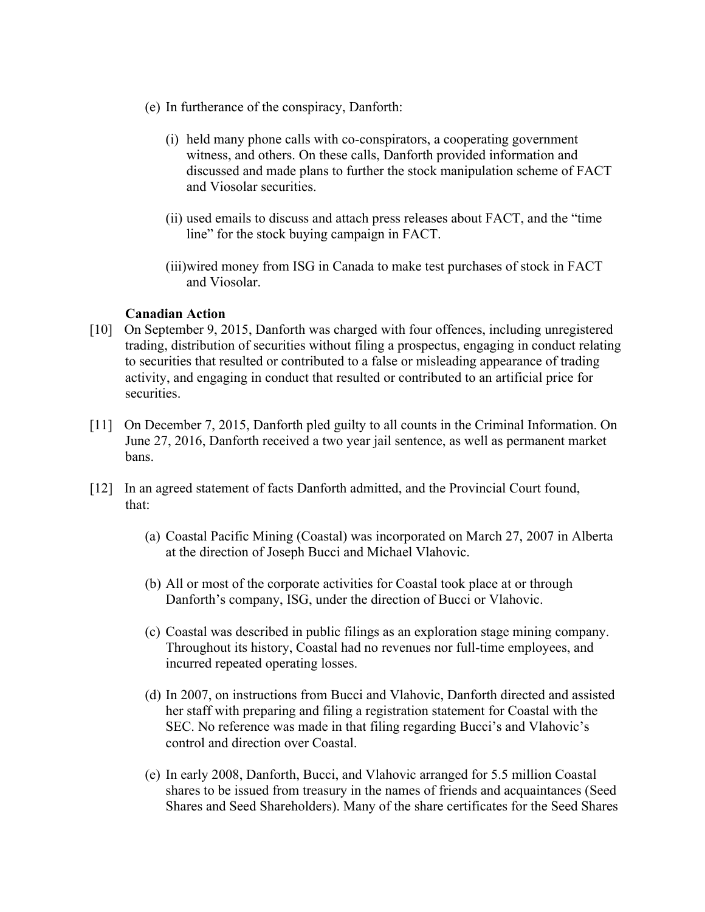(e) In furtherance of the conspiracy, Danforth:

   (i) held many phone calls with co-conspirators, a cooperating government witness, and others. On these calls, Danforth provided information and discussed and made plans to further the stock manipulation scheme of FACT and Viosolar securities.

   (ii) used emails to discuss and attach press releases about FACT, and the "time line" for the stock buying campaign in FACT.

   (iii) wired money from ISG in Canada to make test purchases of stock in FACT and Viosolar.

**Canadian Action**

[10] On September 9, 2015, Danforth was charged with four offences, including unregistered trading, distribution of securities without filing a prospectus, engaging in conduct relating to securities that resulted or contributed to a false or misleading appearance of trading activity, and engaging in conduct that resulted or contributed to an artificial price for securities.

[11] On December 7, 2015, Danforth pled guilty to all counts in the Criminal Information. On June 27, 2016, Danforth received a two year jail sentence, as well as permanent market bans.

[12] In an agreed statement of facts Danforth admitted, and the Provincial Court found, that:

   (a) Coastal Pacific Mining (Coastal) was incorporated on March 27, 2007 in Alberta at the direction of Joseph Bucci and Michael Vlahovic.

   (b) All or most of the corporate activities for Coastal took place at or through Danforth's company, ISG, under the direction of Bucci or Vlahovic.

   (c) Coastal was described in public filings as an exploration stage mining company. Throughout its history, Coastal had no revenues nor full-time employees, and incurred repeated operating losses.

   (d) In 2007, on instructions from Bucci and Vlahovic, Danforth directed and assisted her staff with preparing and filing a registration statement for Coastal with the SEC. No reference was made in that filing regarding Bucci's and Vlahovic's control and direction over Coastal.

   (e) In early 2008, Danforth, Bucci, and Vlahovic arranged for 5.5 million Coastal shares to be issued from treasury in the names of friends and acquaintances (Seed Shares and Seed Shareholders). Many of the share certificates for the Seed Shares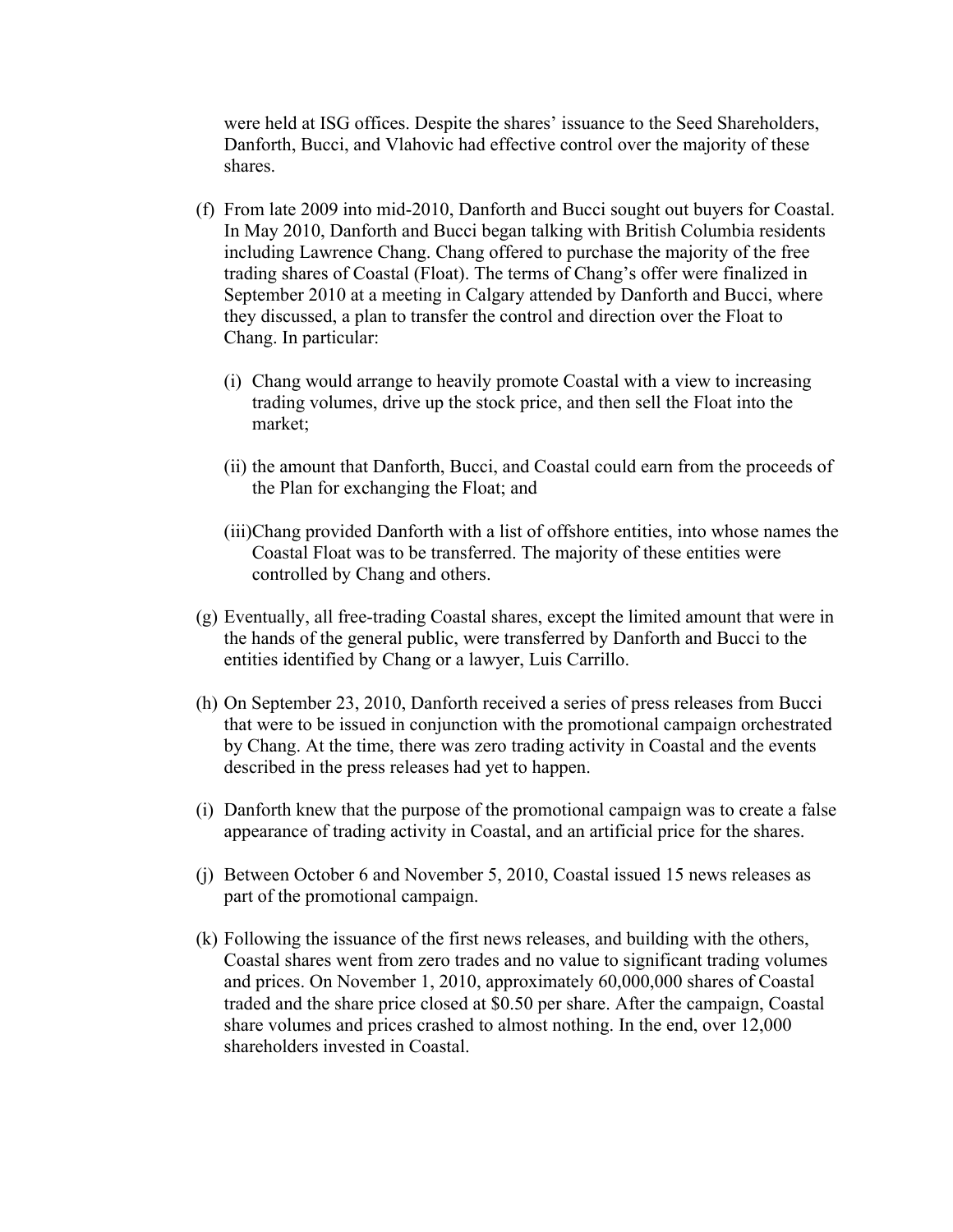were held at ISG offices. Despite the shares' issuance to the Seed Shareholders, Danforth, Bucci, and Vlahovic had effective control over the majority of these shares.

(f) From late 2009 into mid-2010, Danforth and Bucci sought out buyers for Coastal. In May 2010, Danforth and Bucci began talking with British Columbia residents including Lawrence Chang. Chang offered to purchase the majority of the free trading shares of Coastal (Float). The terms of Chang's offer were finalized in September 2010 at a meeting in Calgary attended by Danforth and Bucci, where they discussed, a plan to transfer the control and direction over the Float to Chang. In particular:

   (i) Chang would arrange to heavily promote Coastal with a view to increasing trading volumes, drive up the stock price, and then sell the Float into the market;

   (ii) the amount that Danforth, Bucci, and Coastal could earn from the proceeds of the Plan for exchanging the Float; and

   (iii)Chang provided Danforth with a list of offshore entities, into whose names the Coastal Float was to be transferred. The majority of these entities were controlled by Chang and others.

(g) Eventually, all free-trading Coastal shares, except the limited amount that were in the hands of the general public, were transferred by Danforth and Bucci to the entities identified by Chang or a lawyer, Luis Carrillo.

(h) On September 23, 2010, Danforth received a series of press releases from Bucci that were to be issued in conjunction with the promotional campaign orchestrated by Chang. At the time, there was zero trading activity in Coastal and the events described in the press releases had yet to happen.

(i) Danforth knew that the purpose of the promotional campaign was to create a false appearance of trading activity in Coastal, and an artificial price for the shares.

(j) Between October 6 and November 5, 2010, Coastal issued 15 news releases as part of the promotional campaign.

(k) Following the issuance of the first news releases, and building with the others, Coastal shares went from zero trades and no value to significant trading volumes and prices. On November 1, 2010, approximately 60,000,000 shares of Coastal traded and the share price closed at $0.50 per share. After the campaign, Coastal share volumes and prices crashed to almost nothing. In the end, over 12,000 shareholders invested in Coastal.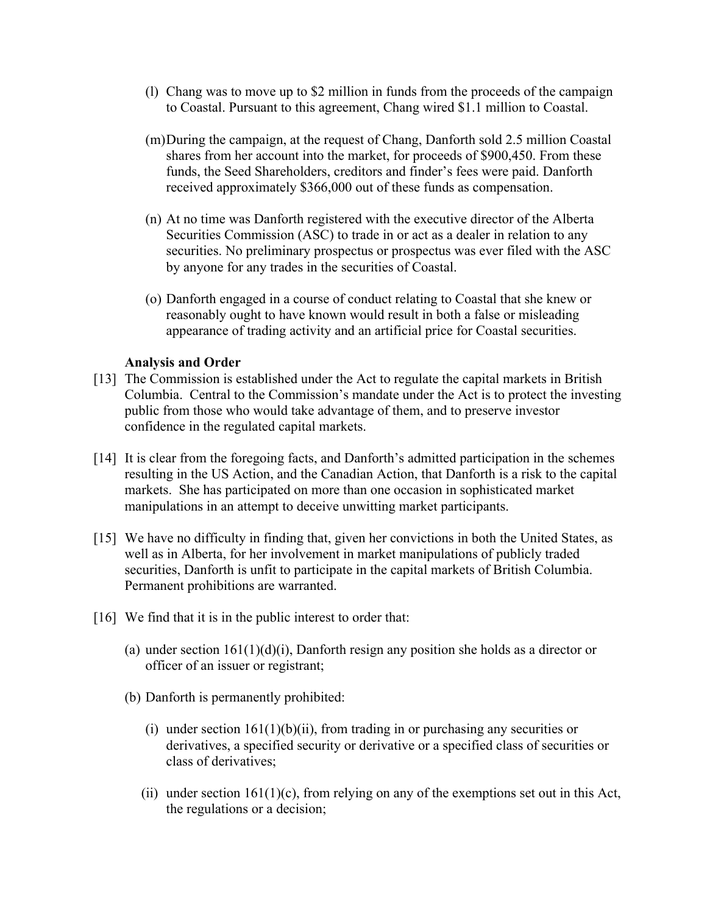(l) Chang was to move up to $2 million in funds from the proceeds of the campaign to Coastal. Pursuant to this agreement, Chang wired $1.1 million to Coastal.

(m) During the campaign, at the request of Chang, Danforth sold 2.5 million Coastal shares from her account into the market, for proceeds of $900,450. From these funds, the Seed Shareholders, creditors and finder's fees were paid. Danforth received approximately $366,000 out of these funds as compensation.

(n) At no time was Danforth registered with the executive director of the Alberta Securities Commission (ASC) to trade in or act as a dealer in relation to any securities. No preliminary prospectus or prospectus was ever filed with the ASC by anyone for any trades in the securities of Coastal.

(o) Danforth engaged in a course of conduct relating to Coastal that she knew or reasonably ought to have known would result in both a false or misleading appearance of trading activity and an artificial price for Coastal securities.

**Analysis and Order**

[13] The Commission is established under the Act to regulate the capital markets in British Columbia. Central to the Commission's mandate under the Act is to protect the investing public from those who would take advantage of them, and to preserve investor confidence in the regulated capital markets.

[14] It is clear from the foregoing facts, and Danforth's admitted participation in the schemes resulting in the US Action, and the Canadian Action, that Danforth is a risk to the capital markets. She has participated on more than one occasion in sophisticated market manipulations in an attempt to deceive unwitting market participants.

[15] We have no difficulty in finding that, given her convictions in both the United States, as well as in Alberta, for her involvement in market manipulations of publicly traded securities, Danforth is unfit to participate in the capital markets of British Columbia. Permanent prohibitions are warranted.

[16] We find that it is in the public interest to order that:

(a) under section 161(1)(d)(i), Danforth resign any position she holds as a director or officer of an issuer or registrant;

(b) Danforth is permanently prohibited:

(i) under section 161(1)(b)(ii), from trading in or purchasing any securities or derivatives, a specified security or derivative or a specified class of securities or class of derivatives;

(ii) under section 161(1)(c), from relying on any of the exemptions set out in this Act, the regulations or a decision;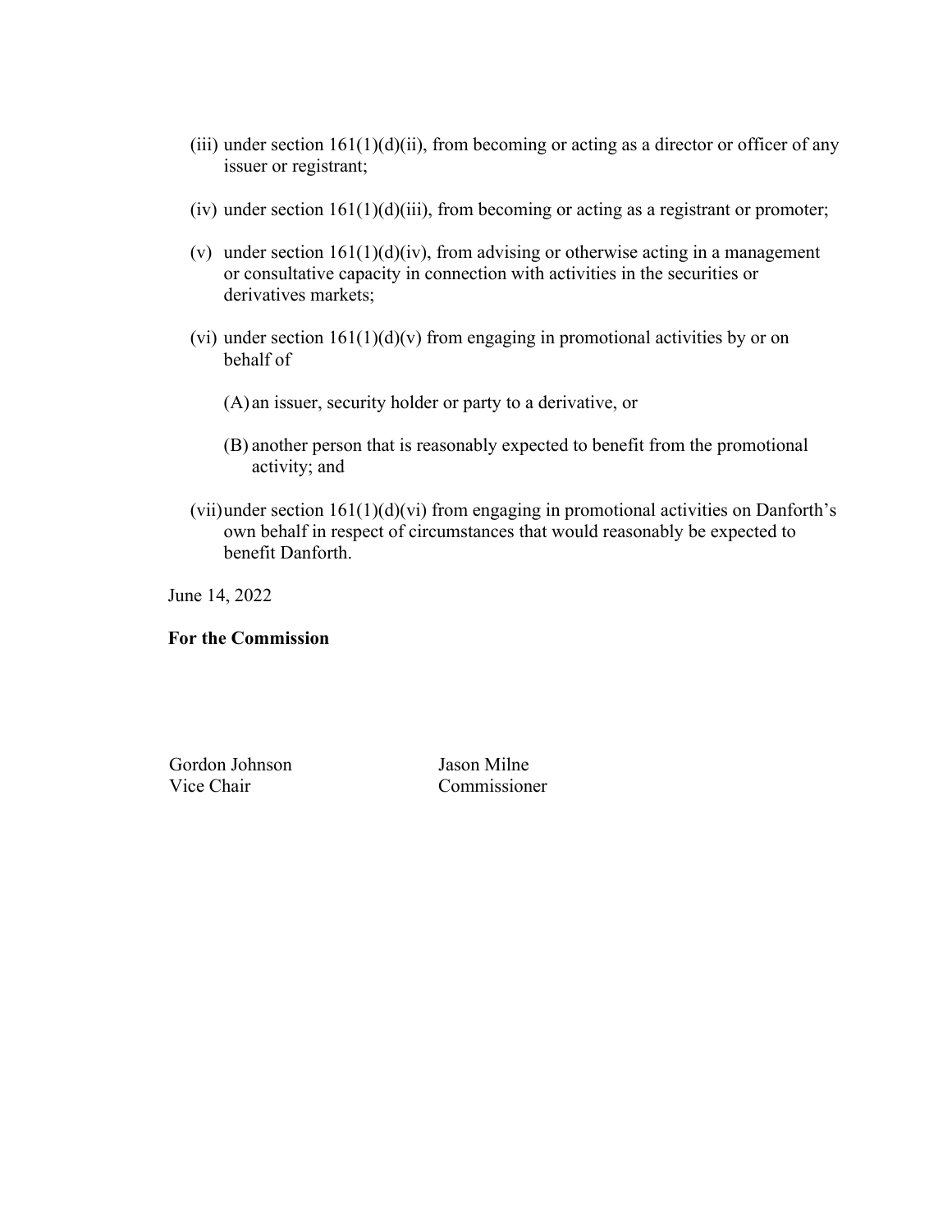(iii) under section 161(1)(d)(ii), from becoming or acting as a director or officer of any issuer or registrant;

(iv) under section 161(1)(d)(iii), from becoming or acting as a registrant or promoter;

(v) under section 161(1)(d)(iv), from advising or otherwise acting in a management or consultative capacity in connection with activities in the securities or derivatives markets;

(vi) under section 161(1)(d)(v) from engaging in promotional activities by or on behalf of

(A) an issuer, security holder or party to a derivative, or

(B) another person that is reasonably expected to benefit from the promotional activity; and

(vii) under section 161(1)(d)(vi) from engaging in promotional activities on Danforth's own behalf in respect of circumstances that would reasonably be expected to benefit Danforth.

June 14, 2022

**For the Commission**

Gordon Johnson
Vice Chair

Jason Milne
Commissioner